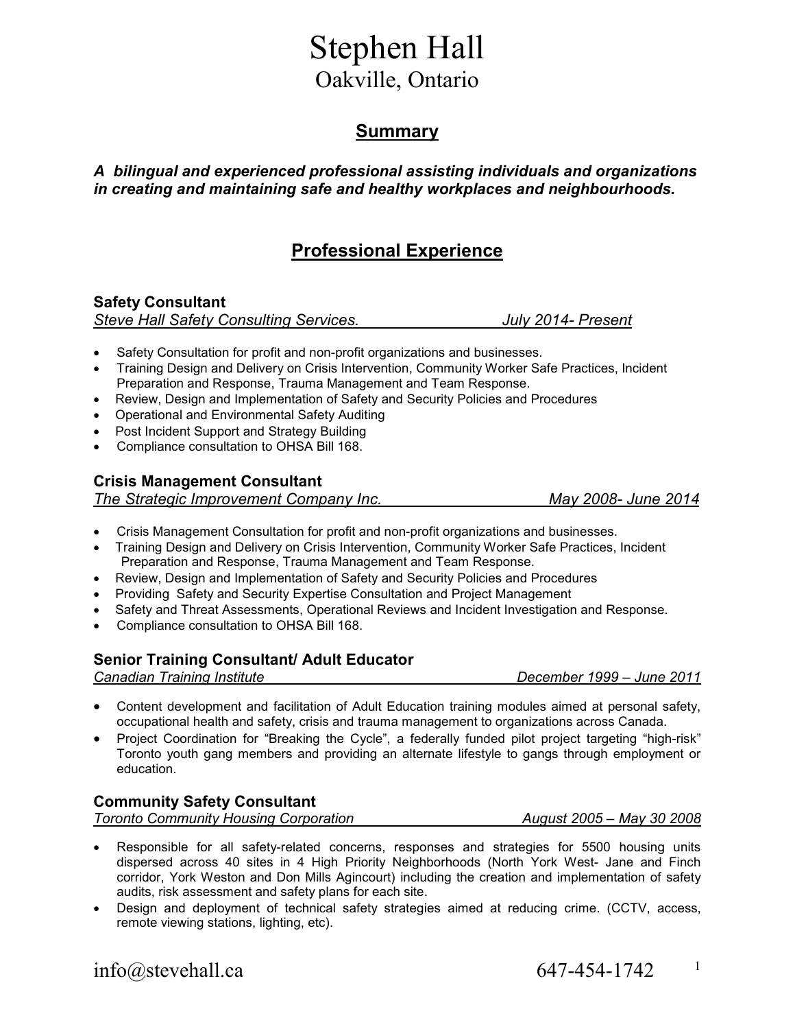# Stephen Hall

Oakville, Ontario

## Summary

***A bilingual and experienced professional assisting individuals and organizations in creating and maintaining safe and healthy workplaces and neighbourhoods.***

## Professional Experience

### Safety Consultant

*Steve Hall Safety Consulting Services. July 2014- Present*

- Safety Consultation for profit and non-profit organizations and businesses.
- Training Design and Delivery on Crisis Intervention, Community Worker Safe Practices, Incident Preparation and Response, Trauma Management and Team Response.
- Review, Design and Implementation of Safety and Security Policies and Procedures
- Operational and Environmental Safety Auditing
- Post Incident Support and Strategy Building
- Compliance consultation to OHSA Bill 168.

### Crisis Management Consultant

*The Strategic Improvement Company Inc. May 2008- June 2014*

- Crisis Management Consultation for profit and non-profit organizations and businesses.
- Training Design and Delivery on Crisis Intervention, Community Worker Safe Practices, Incident Preparation and Response, Trauma Management and Team Response.
- Review, Design and Implementation of Safety and Security Policies and Procedures
- Providing Safety and Security Expertise Consultation and Project Management
- Safety and Threat Assessments, Operational Reviews and Incident Investigation and Response.
- Compliance consultation to OHSA Bill 168.

### Senior Training Consultant/ Adult Educator

*Canadian Training Institute December 1999 – June 2011*

- Content development and facilitation of Adult Education training modules aimed at personal safety, occupational health and safety, crisis and trauma management to organizations across Canada.
- Project Coordination for "Breaking the Cycle", a federally funded pilot project targeting "high-risk" Toronto youth gang members and providing an alternate lifestyle to gangs through employment or education.

### Community Safety Consultant

*Toronto Community Housing Corporation August 2005 – May 30 2008*

- Responsible for all safety-related concerns, responses and strategies for 5500 housing units dispersed across 40 sites in 4 High Priority Neighborhoods (North York West- Jane and Finch corridor, York Weston and Don Mills Agincourt) including the creation and implementation of safety audits, risk assessment and safety plans for each site.
- Design and deployment of technical safety strategies aimed at reducing crime. (CCTV, access, remote viewing stations, lighting, etc).

info@stevehall.ca 647-454-1742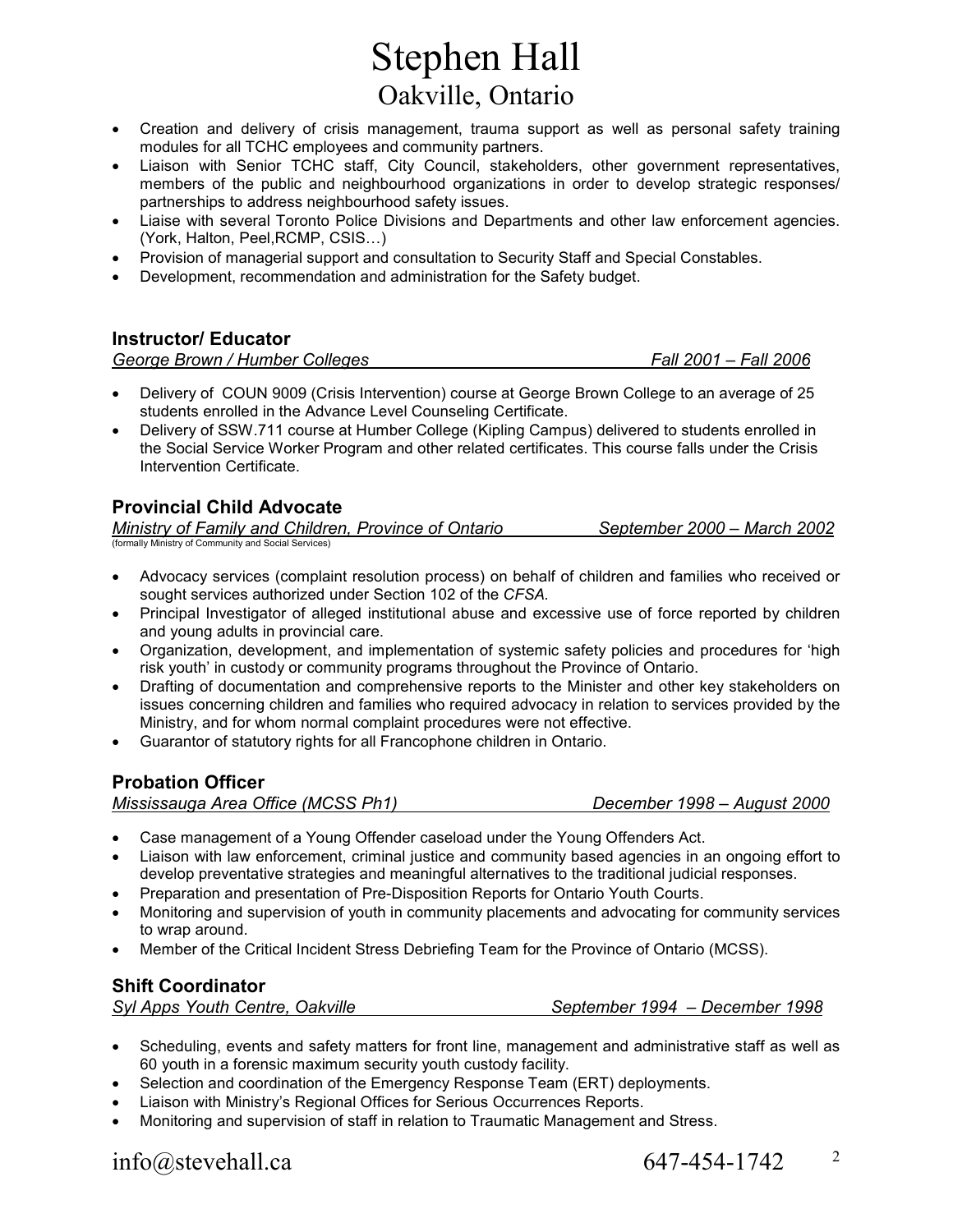- Creation and delivery of crisis management, trauma support as well as personal safety training modules for all TCHC employees and community partners.
- Liaison with Senior TCHC staff, City Council, stakeholders, other government representatives, members of the public and neighbourhood organizations in order to develop strategic responses/ partnerships to address neighbourhood safety issues.
- Liaise with several Toronto Police Divisions and Departments and other law enforcement agencies. (York, Halton, Peel,RCMP, CSIS…)
- Provision of managerial support and consultation to Security Staff and Special Constables.
- Development, recommendation and administration for the Safety budget.

### Instructor/ Educator

*George Brown / Humber Colleges* — *Fall 2001 – Fall 2006*

- Delivery of COUN 9009 (Crisis Intervention) course at George Brown College to an average of 25 students enrolled in the Advance Level Counseling Certificate.
- Delivery of SSW.711 course at Humber College (Kipling Campus) delivered to students enrolled in the Social Service Worker Program and other related certificates. This course falls under the Crisis Intervention Certificate.

### Provincial Child Advocate

*Ministry of Family and Children, Province of Ontario* — *September 2000 – March 2002*

(formally Ministry of Community and Social Services)

- Advocacy services (complaint resolution process) on behalf of children and families who received or sought services authorized under Section 102 of the *CFSA*.
- Principal Investigator of alleged institutional abuse and excessive use of force reported by children and young adults in provincial care.
- Organization, development, and implementation of systemic safety policies and procedures for 'high risk youth' in custody or community programs throughout the Province of Ontario.
- Drafting of documentation and comprehensive reports to the Minister and other key stakeholders on issues concerning children and families who required advocacy in relation to services provided by the Ministry, and for whom normal complaint procedures were not effective.
- Guarantor of statutory rights for all Francophone children in Ontario.

### Probation Officer

*Mississauga Area Office (MCSS Ph1)* — *December 1998 – August 2000*

- Case management of a Young Offender caseload under the Young Offenders Act.
- Liaison with law enforcement, criminal justice and community based agencies in an ongoing effort to develop preventative strategies and meaningful alternatives to the traditional judicial responses.
- Preparation and presentation of Pre-Disposition Reports for Ontario Youth Courts.
- Monitoring and supervision of youth in community placements and advocating for community services to wrap around.
- Member of the Critical Incident Stress Debriefing Team for the Province of Ontario (MCSS).

### Shift Coordinator

*Syl Apps Youth Centre, Oakville* — *September 1994 – December 1998*

- Scheduling, events and safety matters for front line, management and administrative staff as well as 60 youth in a forensic maximum security youth custody facility.
- Selection and coordination of the Emergency Response Team (ERT) deployments.
- Liaison with Ministry's Regional Offices for Serious Occurrences Reports.
- Monitoring and supervision of staff in relation to Traumatic Management and Stress.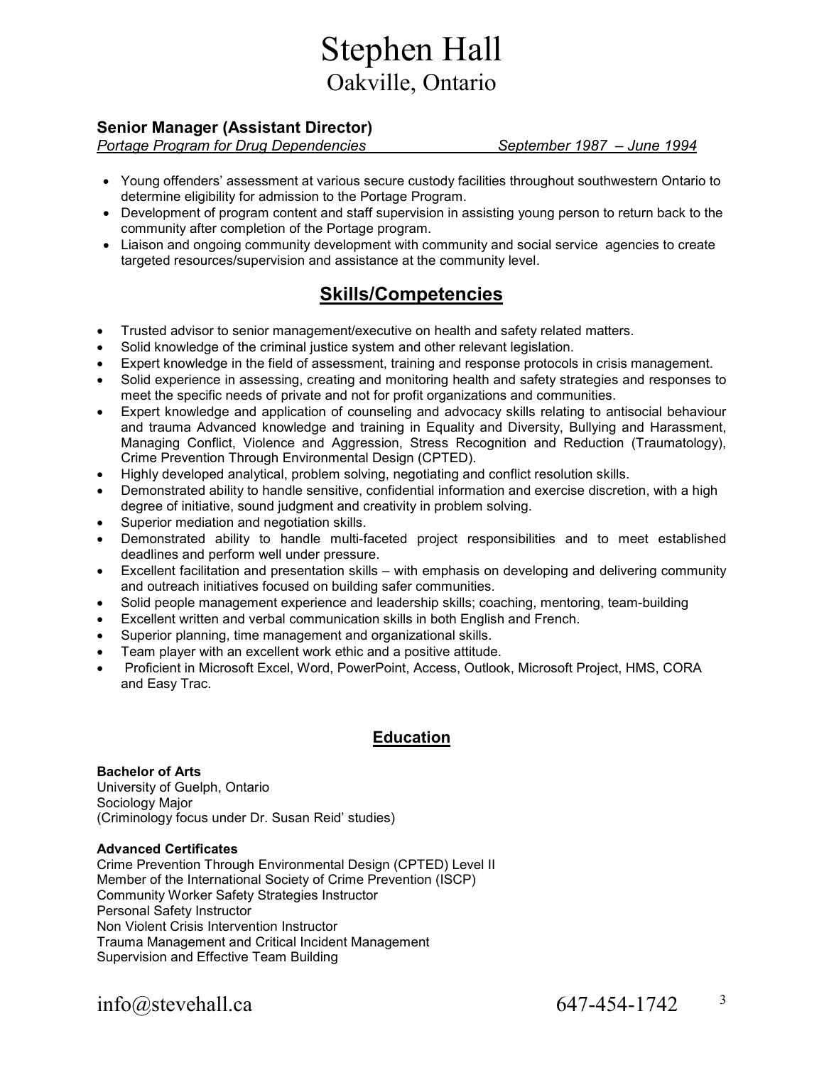# Stephen Hall
Oakville, Ontario

**Senior Manager (Assistant Director)**
*Portage Program for Drug Dependencies* *September 1987 – June 1994*

- Young offenders' assessment at various secure custody facilities throughout southwestern Ontario to determine eligibility for admission to the Portage Program.
- Development of program content and staff supervision in assisting young person to return back to the community after completion of the Portage program.
- Liaison and ongoing community development with community and social service agencies to create targeted resources/supervision and assistance at the community level.

## Skills/Competencies

- Trusted advisor to senior management/executive on health and safety related matters.
- Solid knowledge of the criminal justice system and other relevant legislation.
- Expert knowledge in the field of assessment, training and response protocols in crisis management.
- Solid experience in assessing, creating and monitoring health and safety strategies and responses to meet the specific needs of private and not for profit organizations and communities.
- Expert knowledge and application of counseling and advocacy skills relating to antisocial behaviour and trauma Advanced knowledge and training in Equality and Diversity, Bullying and Harassment, Managing Conflict, Violence and Aggression, Stress Recognition and Reduction (Traumatology), Crime Prevention Through Environmental Design (CPTED).
- Highly developed analytical, problem solving, negotiating and conflict resolution skills.
- Demonstrated ability to handle sensitive, confidential information and exercise discretion, with a high degree of initiative, sound judgment and creativity in problem solving.
- Superior mediation and negotiation skills.
- Demonstrated ability to handle multi-faceted project responsibilities and to meet established deadlines and perform well under pressure.
- Excellent facilitation and presentation skills – with emphasis on developing and delivering community and outreach initiatives focused on building safer communities.
- Solid people management experience and leadership skills; coaching, mentoring, team-building
- Excellent written and verbal communication skills in both English and French.
- Superior planning, time management and organizational skills.
- Team player with an excellent work ethic and a positive attitude.
- Proficient in Microsoft Excel, Word, PowerPoint, Access, Outlook, Microsoft Project, HMS, CORA and Easy Trac.

## Education

**Bachelor of Arts**
University of Guelph, Ontario
Sociology Major
(Criminology focus under Dr. Susan Reid' studies)

**Advanced Certificates**
Crime Prevention Through Environmental Design (CPTED) Level II
Member of the International Society of Crime Prevention (ISCP)
Community Worker Safety Strategies Instructor
Personal Safety Instructor
Non Violent Crisis Intervention Instructor
Trauma Management and Critical Incident Management
Supervision and Effective Team Building

info@stevehall.ca 647-454-1742